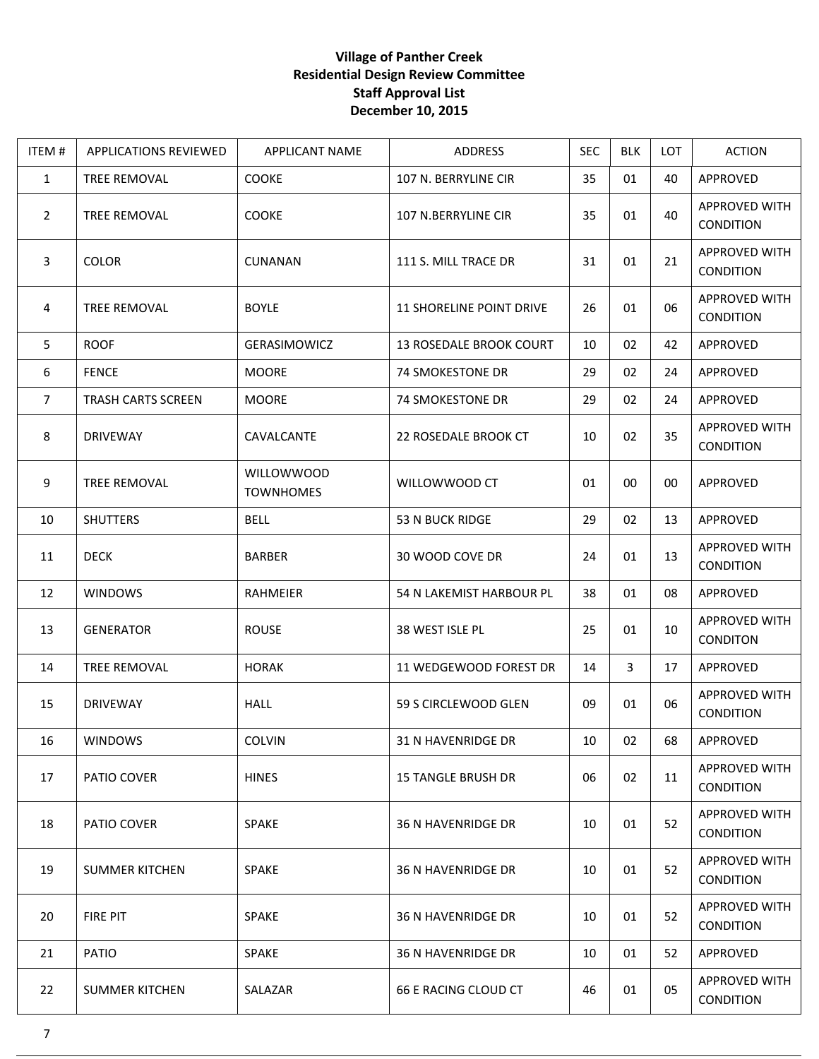**Village of Panther Creek**
**Residential Design Review Committee**
**Staff Approval List**
**December 10, 2015**

| ITEM # | APPLICATIONS REVIEWED | APPLICANT NAME | ADDRESS | SEC | BLK | LOT | ACTION |
|---|---|---|---|---|---|---|---|
| 1 | TREE REMOVAL | COOKE | 107 N. BERRYLINE CIR | 35 | 01 | 40 | APPROVED |
| 2 | TREE REMOVAL | COOKE | 107 N.BERRYLINE CIR | 35 | 01 | 40 | APPROVED WITH CONDITION |
| 3 | COLOR | CUNANAN | 111 S. MILL TRACE DR | 31 | 01 | 21 | APPROVED WITH CONDITION |
| 4 | TREE REMOVAL | BOYLE | 11 SHORELINE POINT DRIVE | 26 | 01 | 06 | APPROVED WITH CONDITION |
| 5 | ROOF | GERASIMOWICZ | 13 ROSEDALE BROOK COURT | 10 | 02 | 42 | APPROVED |
| 6 | FENCE | MOORE | 74 SMOKESTONE DR | 29 | 02 | 24 | APPROVED |
| 7 | TRASH CARTS SCREEN | MOORE | 74 SMOKESTONE DR | 29 | 02 | 24 | APPROVED |
| 8 | DRIVEWAY | CAVALCANTE | 22 ROSEDALE BROOK CT | 10 | 02 | 35 | APPROVED WITH CONDITION |
| 9 | TREE REMOVAL | WILLOWWOOD TOWNHOMES | WILLOWWOOD CT | 01 | 00 | 00 | APPROVED |
| 10 | SHUTTERS | BELL | 53 N BUCK RIDGE | 29 | 02 | 13 | APPROVED |
| 11 | DECK | BARBER | 30 WOOD COVE DR | 24 | 01 | 13 | APPROVED WITH CONDITION |
| 12 | WINDOWS | RAHMEIER | 54 N LAKEMIST HARBOUR PL | 38 | 01 | 08 | APPROVED |
| 13 | GENERATOR | ROUSE | 38 WEST ISLE PL | 25 | 01 | 10 | APPROVED WITH CONDITON |
| 14 | TREE REMOVAL | HORAK | 11 WEDGEWOOD FOREST DR | 14 | 3 | 17 | APPROVED |
| 15 | DRIVEWAY | HALL | 59 S CIRCLEWOOD GLEN | 09 | 01 | 06 | APPROVED WITH CONDITION |
| 16 | WINDOWS | COLVIN | 31 N HAVENRIDGE DR | 10 | 02 | 68 | APPROVED |
| 17 | PATIO COVER | HINES | 15 TANGLE BRUSH DR | 06 | 02 | 11 | APPROVED WITH CONDITION |
| 18 | PATIO COVER | SPAKE | 36 N HAVENRIDGE DR | 10 | 01 | 52 | APPROVED WITH CONDITION |
| 19 | SUMMER KITCHEN | SPAKE | 36 N HAVENRIDGE DR | 10 | 01 | 52 | APPROVED WITH CONDITION |
| 20 | FIRE PIT | SPAKE | 36 N HAVENRIDGE DR | 10 | 01 | 52 | APPROVED WITH CONDITION |
| 21 | PATIO | SPAKE | 36 N HAVENRIDGE DR | 10 | 01 | 52 | APPROVED |
| 22 | SUMMER KITCHEN | SALAZAR | 66 E RACING CLOUD CT | 46 | 01 | 05 | APPROVED WITH CONDITION |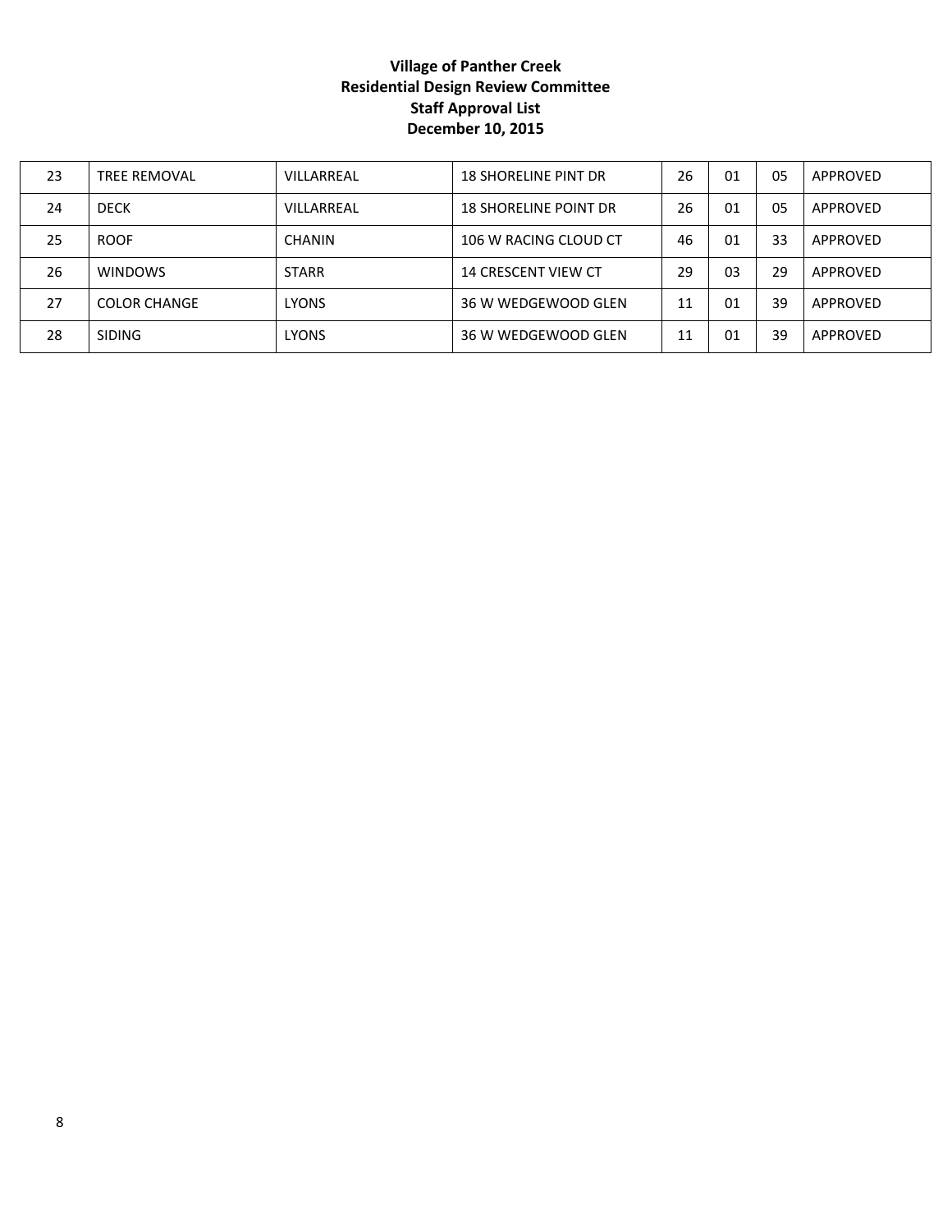**Village of Panther Creek**
**Residential Design Review Committee**
**Staff Approval List**
**December 10, 2015**

| | | | | | | | |
|---|---|---|---|---|---|---|---|
| 23 | TREE REMOVAL | VILLARREAL | 18 SHORELINE PINT DR | 26 | 01 | 05 | APPROVED |
| 24 | DECK | VILLARREAL | 18 SHORELINE POINT DR | 26 | 01 | 05 | APPROVED |
| 25 | ROOF | CHANIN | 106 W RACING CLOUD CT | 46 | 01 | 33 | APPROVED |
| 26 | WINDOWS | STARR | 14 CRESCENT VIEW CT | 29 | 03 | 29 | APPROVED |
| 27 | COLOR CHANGE | LYONS | 36 W WEDGEWOOD GLEN | 11 | 01 | 39 | APPROVED |
| 28 | SIDING | LYONS | 36 W WEDGEWOOD GLEN | 11 | 01 | 39 | APPROVED |